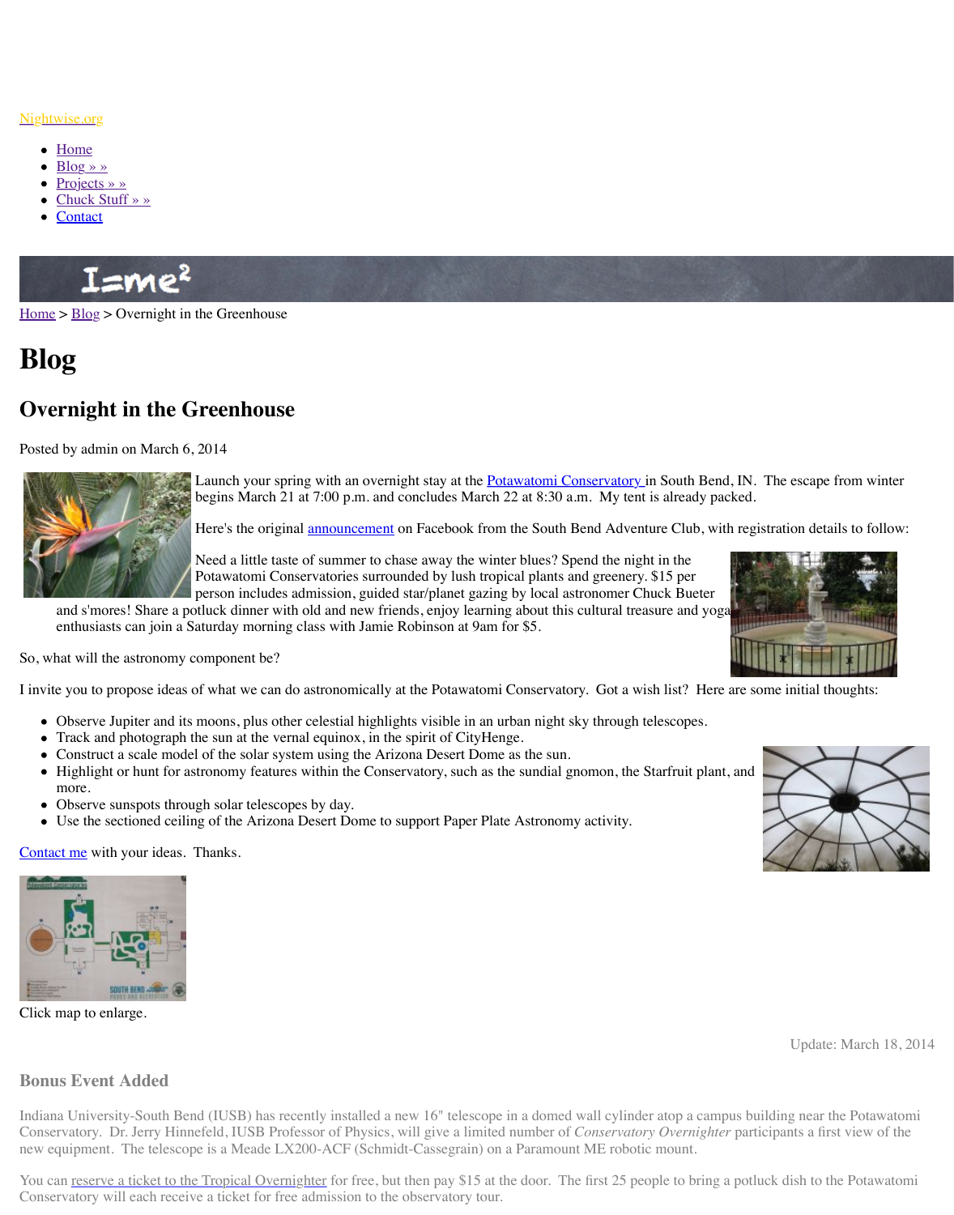Nightwise.org

- Home
- Blog » »
- Projects » »
- Chuck Stuff » »
- Contact

I=me²

Home > Blog > Overnight in the Greenhouse

# Blog

## Overnight in the Greenhouse

Posted by admin on March 6, 2014

Launch your spring with an overnight stay at the Potawatomi Conservatory in South Bend, IN. The escape from winter begins March 21 at 7:00 p.m. and concludes March 22 at 8:30 a.m. My tent is already packed.

Here's the original announcement on Facebook from the South Bend Adventure Club, with registration details to follow:

> Need a little taste of summer to chase away the winter blues? Spend the night in the Potawatomi Conservatories surrounded by lush tropical plants and greenery. $15 per person includes admission, guided star/planet gazing by local astronomer Chuck Bueter and s'mores! Share a potluck dinner with old and new friends, enjoy learning about this cultural treasure and yoga enthusiasts can join a Saturday morning class with Jamie Robinson at 9am for $5.

So, what will the astronomy component be?

I invite you to propose ideas of what we can do astronomically at the Potawatomi Conservatory. Got a wish list? Here are some initial thoughts:

- Observe Jupiter and its moons, plus other celestial highlights visible in an urban night sky through telescopes.
- Track and photograph the sun at the vernal equinox, in the spirit of CityHenge.
- Construct a scale model of the solar system using the Arizona Desert Dome as the sun.
- Highlight or hunt for astronomy features within the Conservatory, such as the sundial gnomon, the Starfruit plant, and more.
- Observe sunspots through solar telescopes by day.
- Use the sectioned ceiling of the Arizona Desert Dome to support Paper Plate Astronomy activity.

Contact me with your ideas. Thanks.

Click map to enlarge.

Update: March 18, 2014

### Bonus Event Added

Indiana University-South Bend (IUSB) has recently installed a new 16" telescope in a domed wall cylinder atop a campus building near the Potawatomi Conservatory. Dr. Jerry Hinnefeld, IUSB Professor of Physics, will give a limited number of *Conservatory Overnighter* participants a first view of the new equipment. The telescope is a Meade LX200-ACF (Schmidt-Cassegrain) on a Paramount ME robotic mount.

You can reserve a ticket to the Tropical Overnighter for free, but then pay $15 at the door. The first 25 people to bring a potluck dish to the Potawatomi Conservatory will each receive a ticket for free admission to the observatory tour.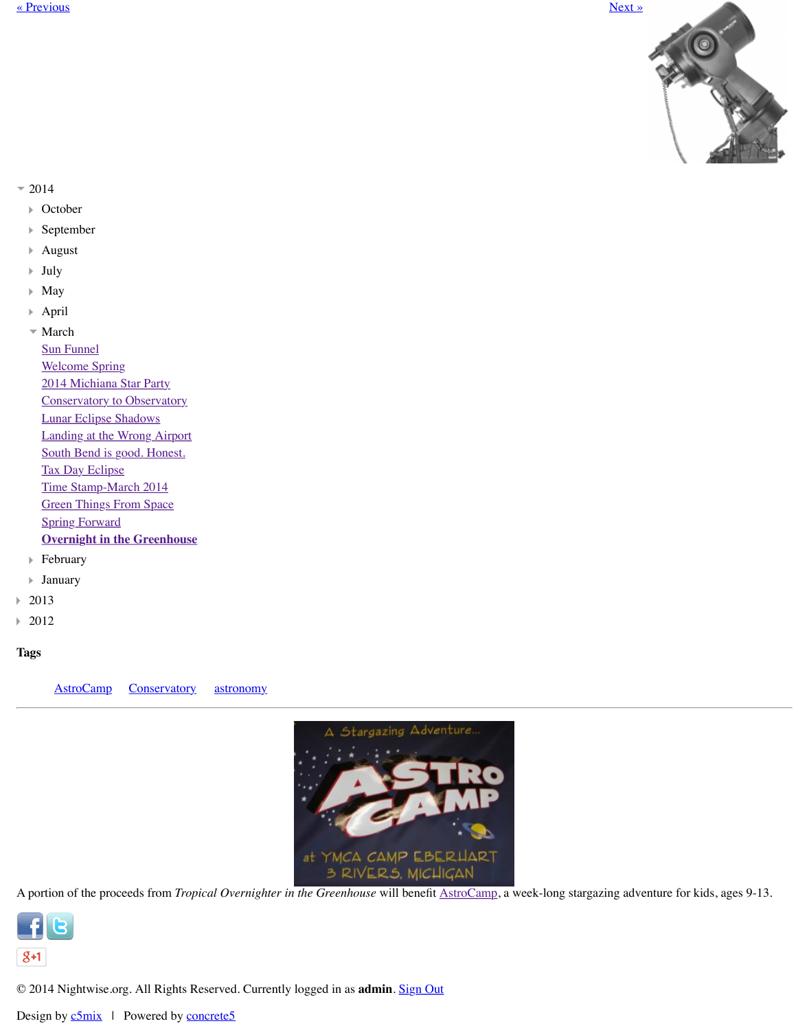[« Previous](#) [Next »](#)

- 2014
  - October
  - September
  - August
  - July
  - May
  - April
  - March
    - [Sun Funnel](#)
    - [Welcome Spring](#)
    - [2014 Michiana Star Party](#)
    - [Conservatory to Observatory](#)
    - [Lunar Eclipse Shadows](#)
    - [Landing at the Wrong Airport](#)
    - [South Bend is good. Honest.](#)
    - [Tax Day Eclipse](#)
    - [Time Stamp-March 2014](#)
    - [Green Things From Space](#)
    - [Spring Forward](#)
    - **[Overnight in the Greenhouse](#)**
  - February
  - January
- 2013
- 2012

**Tags**

[AstroCamp](#) [Conservatory](#) [astronomy](#)

---

A portion of the proceeds from *Tropical Overnighter in the Greenhouse* will benefit [AstroCamp](#), a week-long stargazing adventure for kids, ages 9-13.

© 2014 Nightwise.org. All Rights Reserved. Currently logged in as **admin**. [Sign Out](#)

Design by [c5mix](#) | Powered by [concrete5](#)